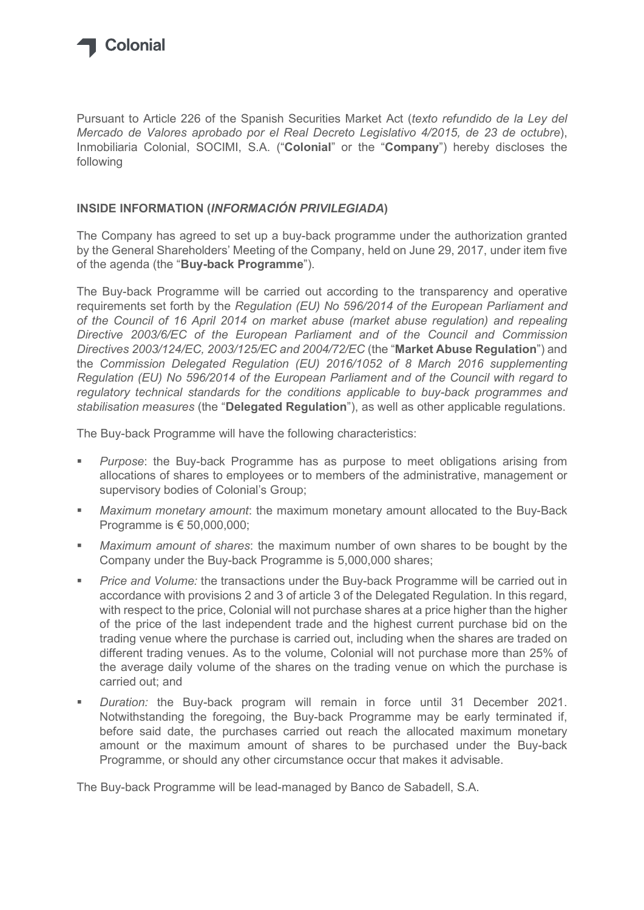Pursuant to Article 226 of the Spanish Securities Market Act (*texto refundido de la Ley del Mercado de Valores aprobado por el Real Decreto Legislativo 4/2015, de 23 de octubre*), Inmobiliaria Colonial, SOCIMI, S.A. ("**Colonial**" or the "**Company**") hereby discloses the following

## INSIDE INFORMATION (*INFORMACIÓN PRIVILEGIADA*)

The Company has agreed to set up a buy-back programme under the authorization granted by the General Shareholders' Meeting of the Company, held on June 29, 2017, under item five of the agenda (the "**Buy-back Programme**").

The Buy-back Programme will be carried out according to the transparency and operative requirements set forth by the *Regulation (EU) No 596/2014 of the European Parliament and of the Council of 16 April 2014 on market abuse (market abuse regulation) and repealing Directive 2003/6/EC of the European Parliament and of the Council and Commission Directives 2003/124/EC, 2003/125/EC and 2004/72/EC* (the "**Market Abuse Regulation**") and the *Commission Delegated Regulation (EU) 2016/1052 of 8 March 2016 supplementing Regulation (EU) No 596/2014 of the European Parliament and of the Council with regard to regulatory technical standards for the conditions applicable to buy-back programmes and stabilisation measures* (the "**Delegated Regulation**"), as well as other applicable regulations.

The Buy-back Programme will have the following characteristics:

- *Purpose*: the Buy-back Programme has as purpose to meet obligations arising from allocations of shares to employees or to members of the administrative, management or supervisory bodies of Colonial's Group;
- *Maximum monetary amount*: the maximum monetary amount allocated to the Buy-Back Programme is € 50,000,000;
- *Maximum amount of shares*: the maximum number of own shares to be bought by the Company under the Buy-back Programme is 5,000,000 shares;
- *Price and Volume:* the transactions under the Buy-back Programme will be carried out in accordance with provisions 2 and 3 of article 3 of the Delegated Regulation. In this regard, with respect to the price, Colonial will not purchase shares at a price higher than the higher of the price of the last independent trade and the highest current purchase bid on the trading venue where the purchase is carried out, including when the shares are traded on different trading venues. As to the volume, Colonial will not purchase more than 25% of the average daily volume of the shares on the trading venue on which the purchase is carried out; and
- *Duration:* the Buy-back program will remain in force until 31 December 2021. Notwithstanding the foregoing, the Buy-back Programme may be early terminated if, before said date, the purchases carried out reach the allocated maximum monetary amount or the maximum amount of shares to be purchased under the Buy-back Programme, or should any other circumstance occur that makes it advisable.

The Buy-back Programme will be lead-managed by Banco de Sabadell, S.A.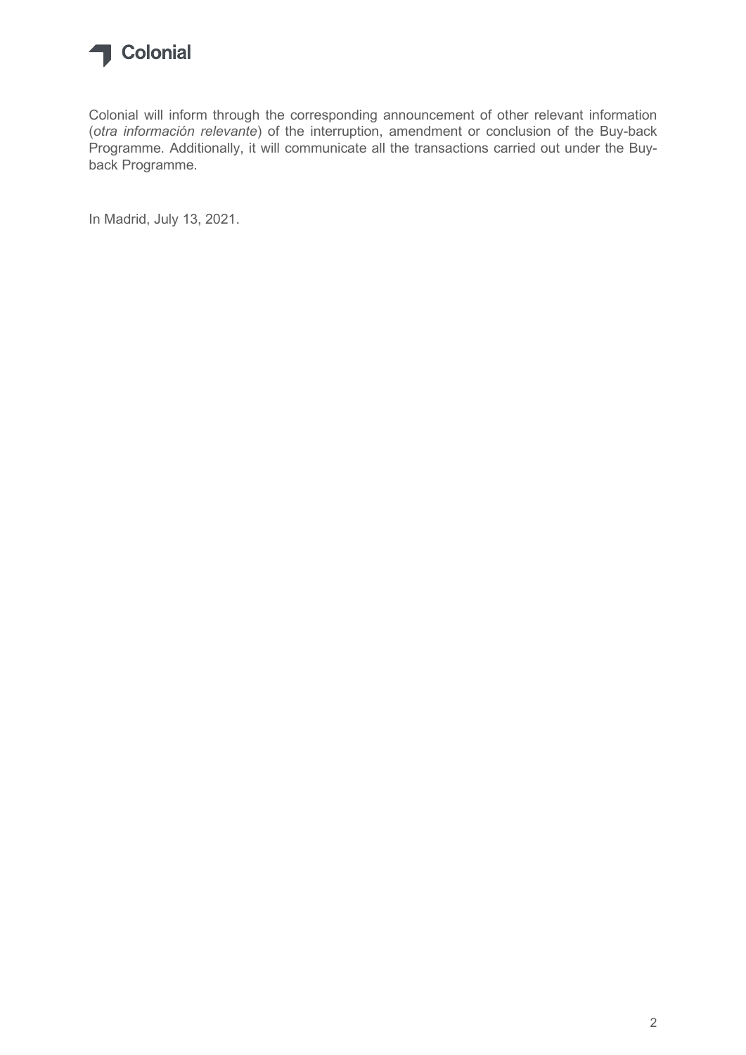Colonial will inform through the corresponding announcement of other relevant information (*otra información relevante*) of the interruption, amendment or conclusion of the Buy-back Programme. Additionally, it will communicate all the transactions carried out under the Buy-back Programme.

In Madrid, July 13, 2021.